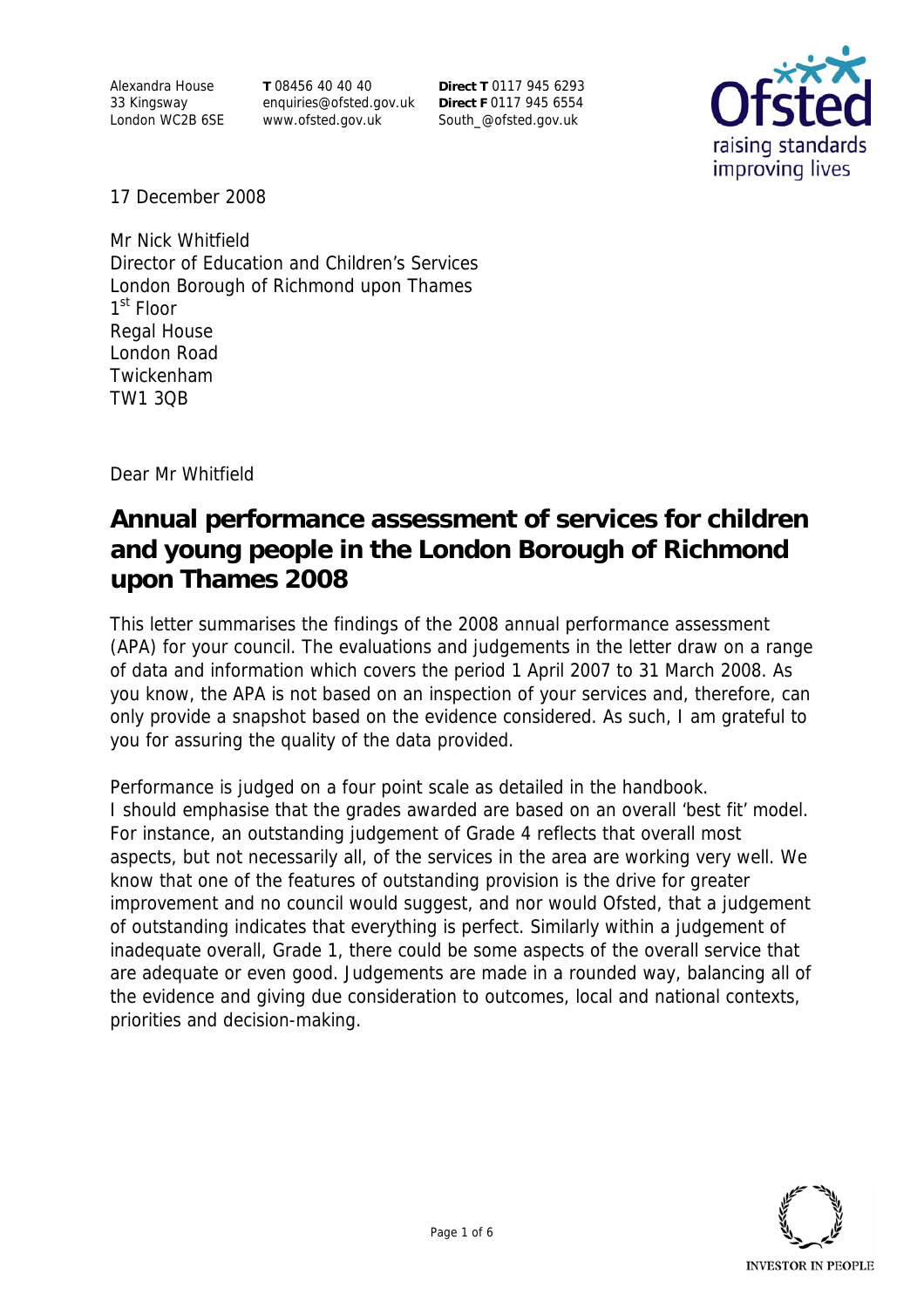Alexandra House
33 Kingsway
London WC2B 6SE

**T** 08456 40 40 40
enquiries@ofsted.gov.uk
www.ofsted.gov.uk

**Direct T** 0117 945 6293
**Direct F** 0117 945 6554
South_@ofsted.gov.uk

17 December 2008

Mr Nick Whitfield
Director of Education and Children's Services
London Borough of Richmond upon Thames
1st Floor
Regal House
London Road
Twickenham
TW1 3QB

Dear Mr Whitfield

# Annual performance assessment of services for children and young people in the London Borough of Richmond upon Thames 2008

This letter summarises the findings of the 2008 annual performance assessment (APA) for your council. The evaluations and judgements in the letter draw on a range of data and information which covers the period 1 April 2007 to 31 March 2008. As you know, the APA is not based on an inspection of your services and, therefore, can only provide a snapshot based on the evidence considered. As such, I am grateful to you for assuring the quality of the data provided.

Performance is judged on a four point scale as detailed in the handbook. I should emphasise that the grades awarded are based on an overall 'best fit' model. For instance, an outstanding judgement of Grade 4 reflects that overall most aspects, but not necessarily all, of the services in the area are working very well. We know that one of the features of outstanding provision is the drive for greater improvement and no council would suggest, and nor would Ofsted, that a judgement of outstanding indicates that everything is perfect. Similarly within a judgement of inadequate overall, Grade 1, there could be some aspects of the overall service that are adequate or even good. Judgements are made in a rounded way, balancing all of the evidence and giving due consideration to outcomes, local and national contexts, priorities and decision-making.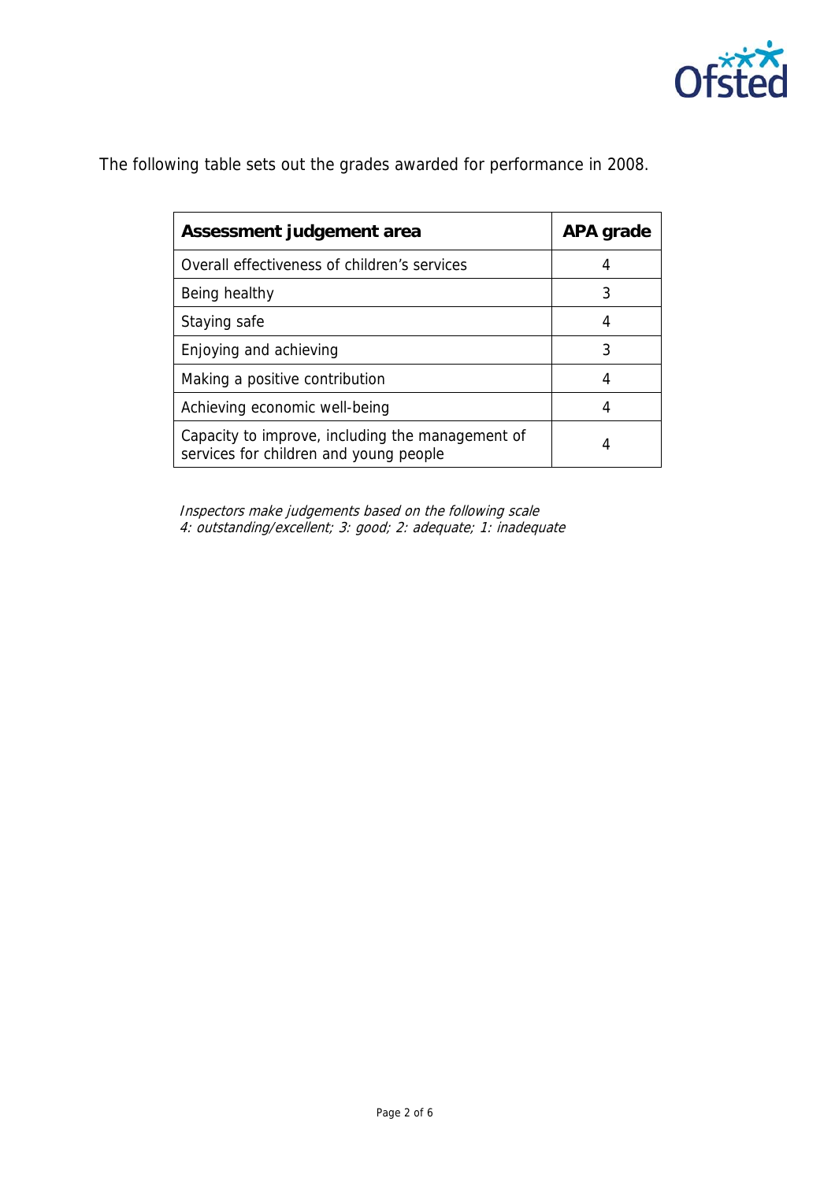The following table sets out the grades awarded for performance in 2008.

| Assessment judgement area | APA grade |
| --- | --- |
| Overall effectiveness of children's services | 4 |
| Being healthy | 3 |
| Staying safe | 4 |
| Enjoying and achieving | 3 |
| Making a positive contribution | 4 |
| Achieving economic well-being | 4 |
| Capacity to improve, including the management of services for children and young people | 4 |

*Inspectors make judgements based on the following scale*
*4: outstanding/excellent; 3: good; 2: adequate; 1: inadequate*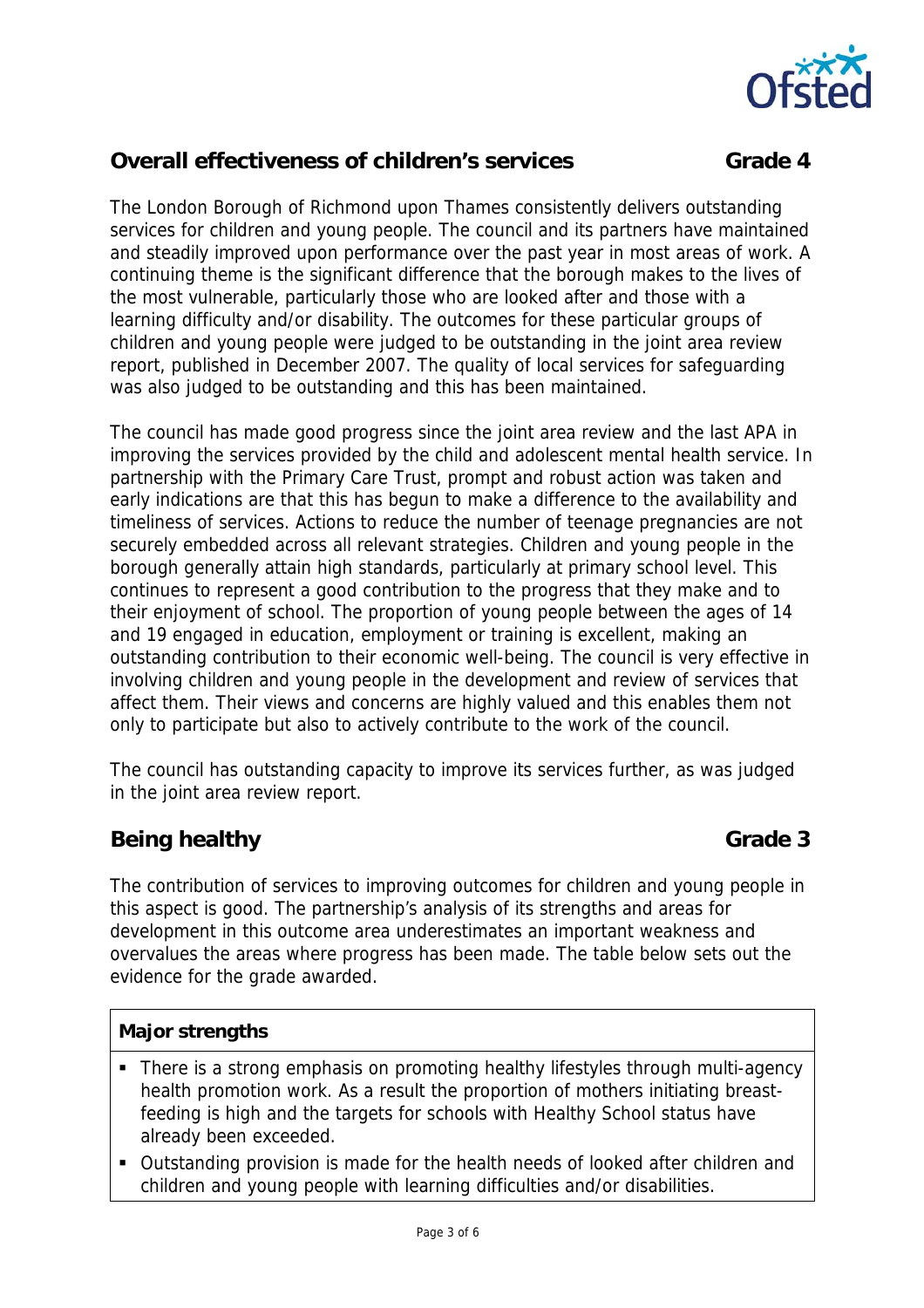## Overall effectiveness of children's services — Grade 4

The London Borough of Richmond upon Thames consistently delivers outstanding services for children and young people. The council and its partners have maintained and steadily improved upon performance over the past year in most areas of work. A continuing theme is the significant difference that the borough makes to the lives of the most vulnerable, particularly those who are looked after and those with a learning difficulty and/or disability. The outcomes for these particular groups of children and young people were judged to be outstanding in the joint area review report, published in December 2007. The quality of local services for safeguarding was also judged to be outstanding and this has been maintained.

The council has made good progress since the joint area review and the last APA in improving the services provided by the child and adolescent mental health service. In partnership with the Primary Care Trust, prompt and robust action was taken and early indications are that this has begun to make a difference to the availability and timeliness of services. Actions to reduce the number of teenage pregnancies are not securely embedded across all relevant strategies. Children and young people in the borough generally attain high standards, particularly at primary school level. This continues to represent a good contribution to the progress that they make and to their enjoyment of school. The proportion of young people between the ages of 14 and 19 engaged in education, employment or training is excellent, making an outstanding contribution to their economic well-being. The council is very effective in involving children and young people in the development and review of services that affect them. Their views and concerns are highly valued and this enables them not only to participate but also to actively contribute to the work of the council.

The council has outstanding capacity to improve its services further, as was judged in the joint area review report.

## Being healthy — Grade 3

The contribution of services to improving outcomes for children and young people in this aspect is good. The partnership's analysis of its strengths and areas for development in this outcome area underestimates an important weakness and overvalues the areas where progress has been made. The table below sets out the evidence for the grade awarded.

| Major strengths |
|---|
| ▪ There is a strong emphasis on promoting healthy lifestyles through multi-agency health promotion work. As a result the proportion of mothers initiating breast-feeding is high and the targets for schools with Healthy School status have already been exceeded.<br>▪ Outstanding provision is made for the health needs of looked after children and children and young people with learning difficulties and/or disabilities. |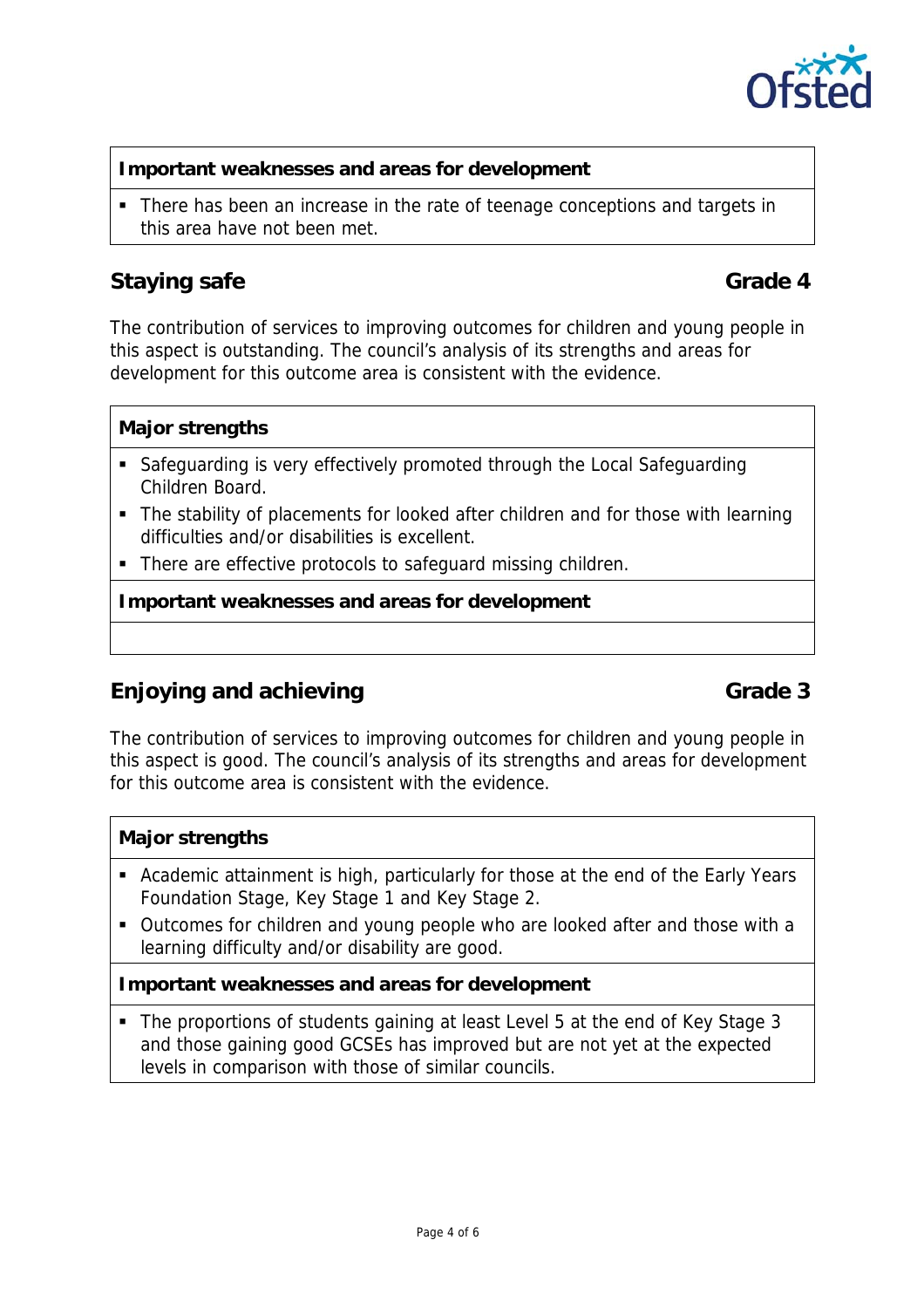| Important weaknesses and areas for development |
|---|
| ▪ There has been an increase in the rate of teenage conceptions and targets in this area have not been met. |

## Staying safe — Grade 4

The contribution of services to improving outcomes for children and young people in this aspect is outstanding. The council's analysis of its strengths and areas for development for this outcome area is consistent with the evidence.

| Major strengths |
|---|
| ▪ Safeguarding is very effectively promoted through the Local Safeguarding Children Board.<br>▪ The stability of placements for looked after children and for those with learning difficulties and/or disabilities is excellent.<br>▪ There are effective protocols to safeguard missing children. |
| **Important weaknesses and areas for development** |
| |

## Enjoying and achieving — Grade 3

The contribution of services to improving outcomes for children and young people in this aspect is good. The council's analysis of its strengths and areas for development for this outcome area is consistent with the evidence.

| Major strengths |
|---|
| ▪ Academic attainment is high, particularly for those at the end of the Early Years Foundation Stage, Key Stage 1 and Key Stage 2.<br>▪ Outcomes for children and young people who are looked after and those with a learning difficulty and/or disability are good. |
| **Important weaknesses and areas for development** |
| ▪ The proportions of students gaining at least Level 5 at the end of Key Stage 3 and those gaining good GCSEs has improved but are not yet at the expected levels in comparison with those of similar councils. |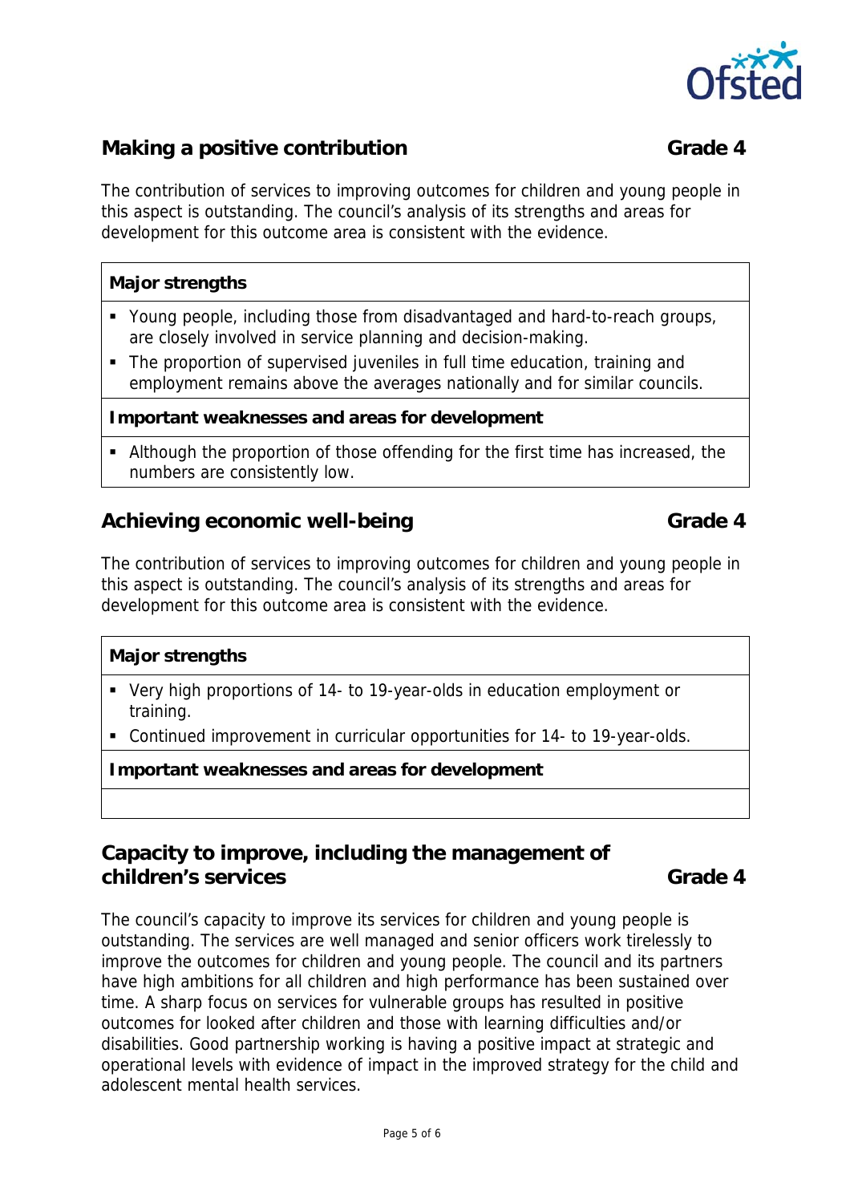## Making a positive contribution **Grade 4**

The contribution of services to improving outcomes for children and young people in this aspect is outstanding. The council's analysis of its strengths and areas for development for this outcome area is consistent with the evidence.

**Major strengths**

- Young people, including those from disadvantaged and hard-to-reach groups, are closely involved in service planning and decision-making.
- The proportion of supervised juveniles in full time education, training and employment remains above the averages nationally and for similar councils.

**Important weaknesses and areas for development**

- Although the proportion of those offending for the first time has increased, the numbers are consistently low.

## Achieving economic well-being **Grade 4**

The contribution of services to improving outcomes for children and young people in this aspect is outstanding. The council's analysis of its strengths and areas for development for this outcome area is consistent with the evidence.

**Major strengths**

- Very high proportions of 14- to 19-year-olds in education employment or training.
- Continued improvement in curricular opportunities for 14- to 19-year-olds.

**Important weaknesses and areas for development**

## Capacity to improve, including the management of children's services **Grade 4**

The council's capacity to improve its services for children and young people is outstanding. The services are well managed and senior officers work tirelessly to improve the outcomes for children and young people. The council and its partners have high ambitions for all children and high performance has been sustained over time. A sharp focus on services for vulnerable groups has resulted in positive outcomes for looked after children and those with learning difficulties and/or disabilities. Good partnership working is having a positive impact at strategic and operational levels with evidence of impact in the improved strategy for the child and adolescent mental health services.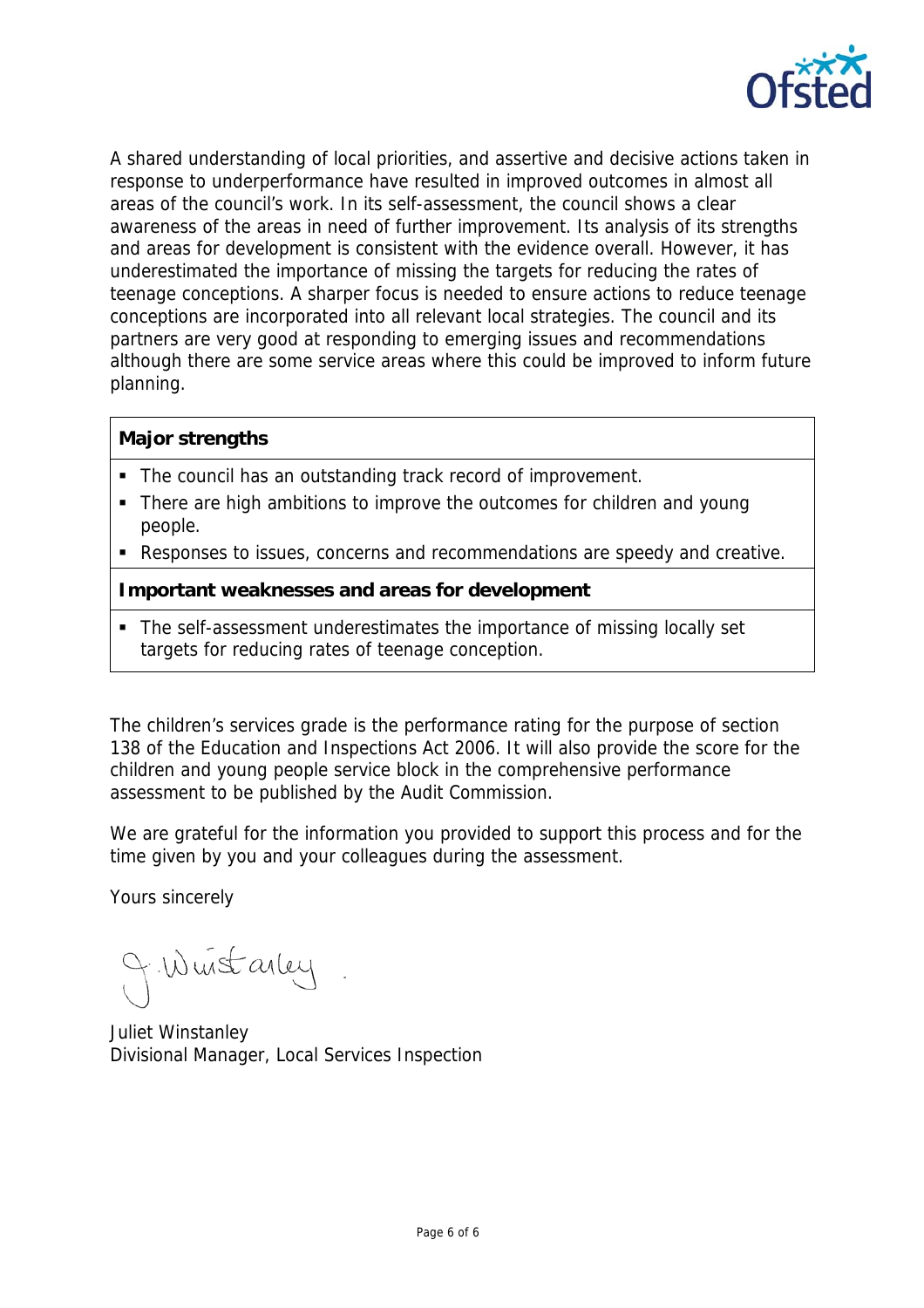A shared understanding of local priorities, and assertive and decisive actions taken in response to underperformance have resulted in improved outcomes in almost all areas of the council's work. In its self-assessment, the council shows a clear awareness of the areas in need of further improvement. Its analysis of its strengths and areas for development is consistent with the evidence overall. However, it has underestimated the importance of missing the targets for reducing the rates of teenage conceptions. A sharper focus is needed to ensure actions to reduce teenage conceptions are incorporated into all relevant local strategies. The council and its partners are very good at responding to emerging issues and recommendations although there are some service areas where this could be improved to inform future planning.

| **Major strengths** |
| --- |
| ▪ The council has an outstanding track record of improvement.<br>▪ There are high ambitions to improve the outcomes for children and young people.<br>▪ Responses to issues, concerns and recommendations are speedy and creative. |
| **Important weaknesses and areas for development** |
| ▪ The self-assessment underestimates the importance of missing locally set targets for reducing rates of teenage conception. |

The children's services grade is the performance rating for the purpose of section 138 of the Education and Inspections Act 2006. It will also provide the score for the children and young people service block in the comprehensive performance assessment to be published by the Audit Commission.

We are grateful for the information you provided to support this process and for the time given by you and your colleagues during the assessment.

Yours sincerely

J. Winstanley

Juliet Winstanley
Divisional Manager, Local Services Inspection